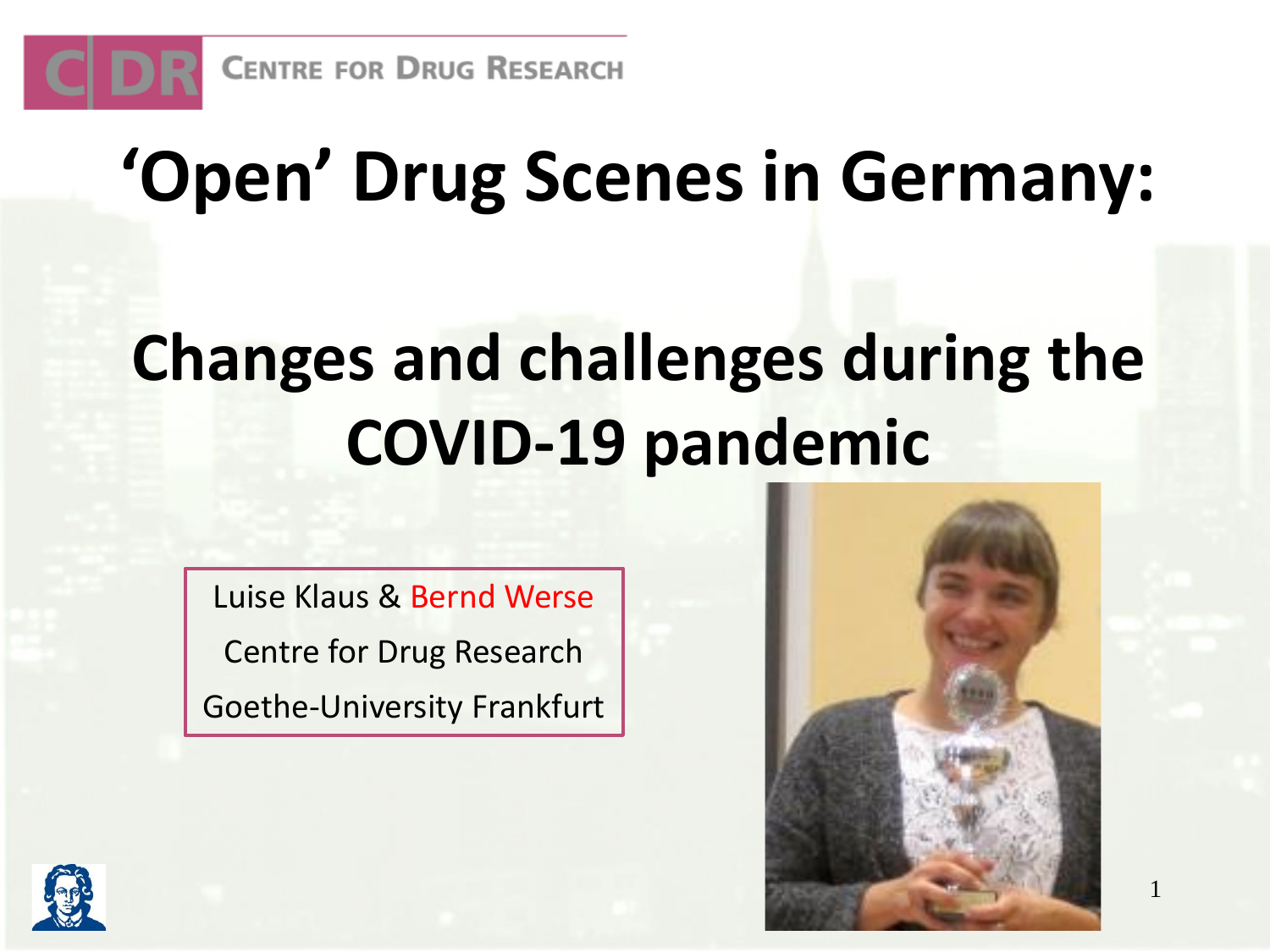CENTRE FOR DRUG RESEARCH

# 'Open' Drug Scenes in Germany:

# Changes and challenges during the COVID-19 pandemic

Luise Klaus & Bernd Werse

Centre for Drug Research

Goethe-University Frankfurt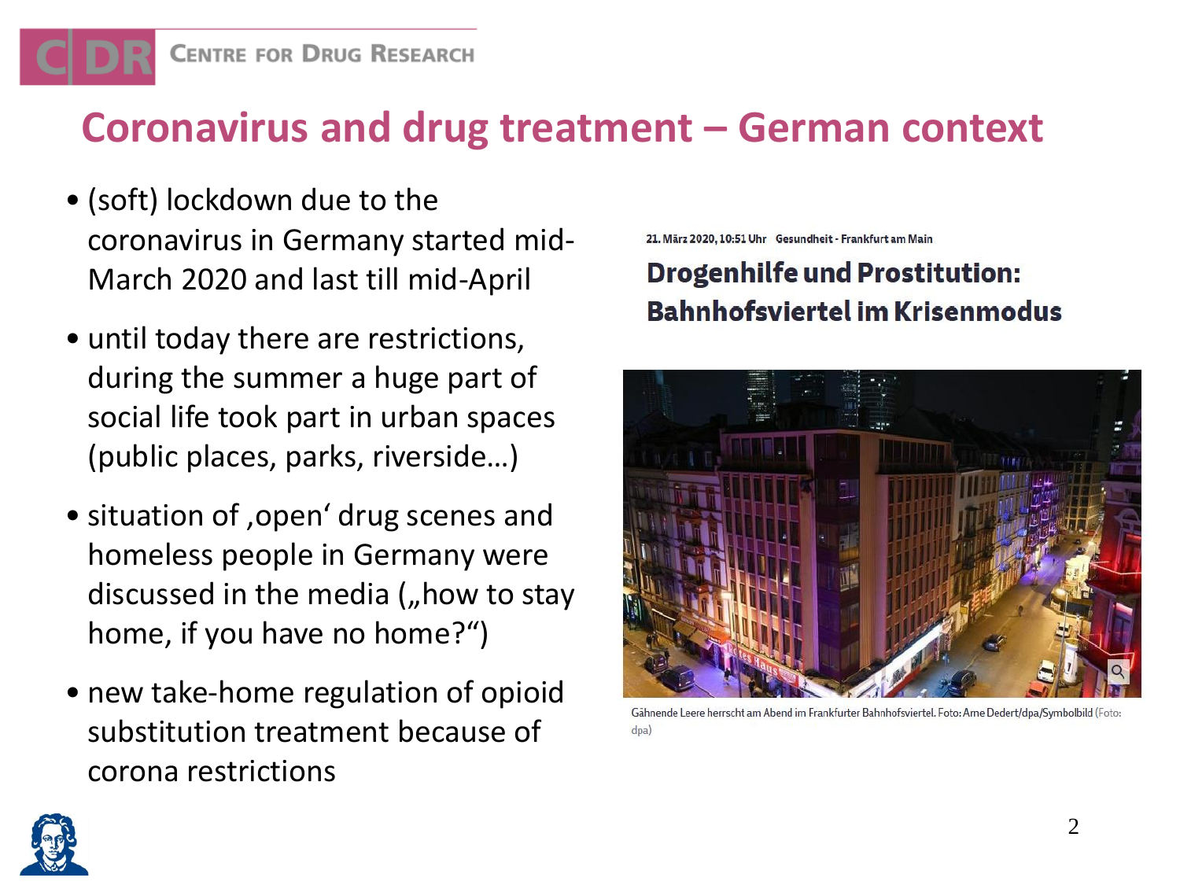# Coronavirus and drug treatment – German context

- (soft) lockdown due to the coronavirus in Germany started mid-March 2020 and last till mid-April
- until today there are restrictions, during the summer a huge part of social life took part in urban spaces (public places, parks, riverside…)
- situation of ‚open' drug scenes and homeless people in Germany were discussed in the media („how to stay home, if you have no home?")
- new take-home regulation of opioid substitution treatment because of corona restrictions

21. März 2020, 10:51 Uhr Gesundheit - Frankfurt am Main

**Drogenhilfe und Prostitution: Bahnhofsviertel im Krisenmodus**

Gähnende Leere herrscht am Abend im Frankfurter Bahnhofsviertel. Foto: Arne Dedert/dpa/Symbolbild (Foto: dpa)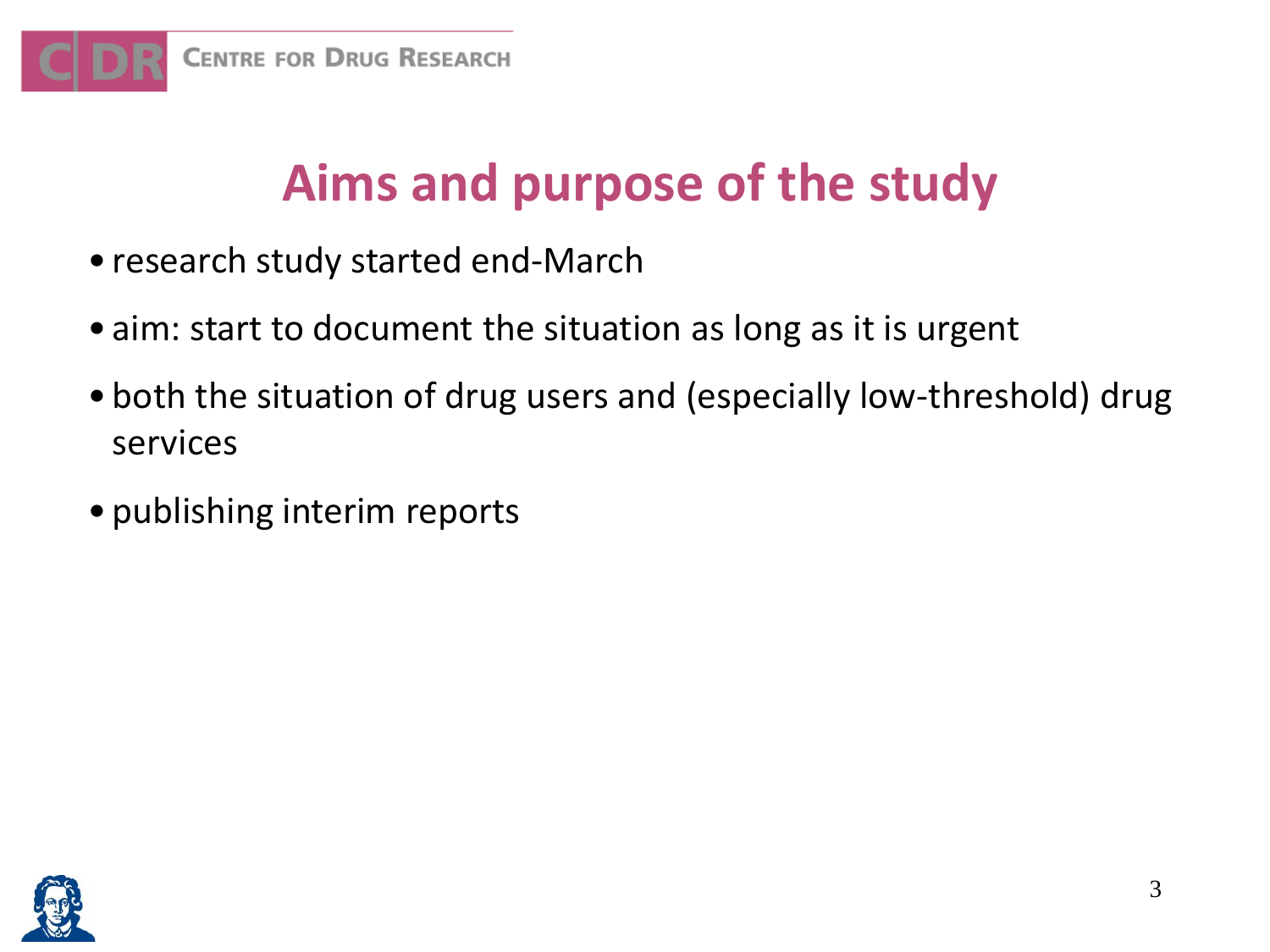# Aims and purpose of the study

- research study started end-March
- aim: start to document the situation as long as it is urgent
- both the situation of drug users and (especially low-threshold) drug services
- publishing interim reports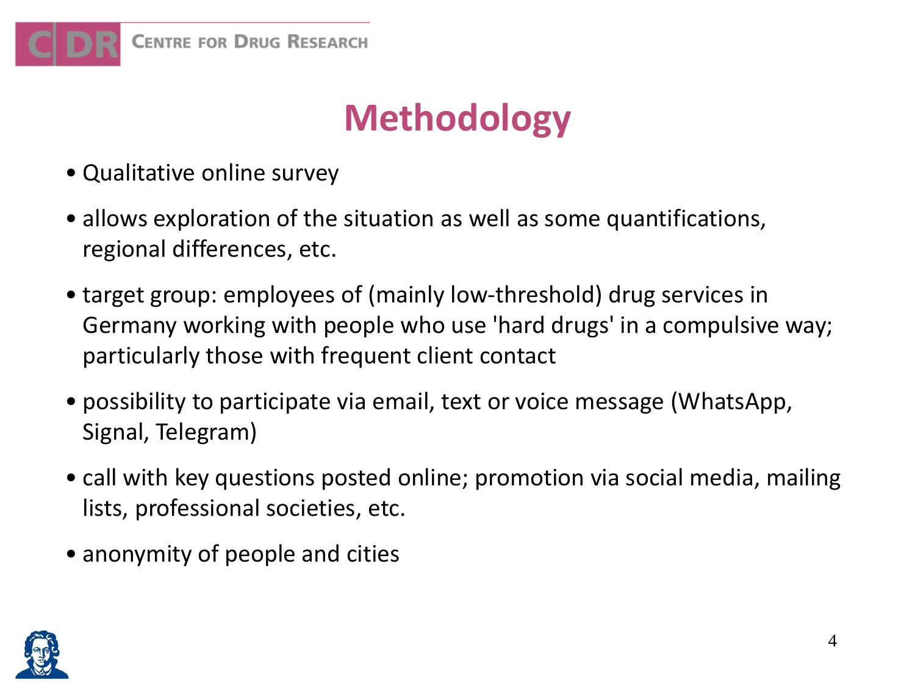# Methodology

- Qualitative online survey
- allows exploration of the situation as well as some quantifications, regional differences, etc.
- target group: employees of (mainly low-threshold) drug services in Germany working with people who use 'hard drugs' in a compulsive way; particularly those with frequent client contact
- possibility to participate via email, text or voice message (WhatsApp, Signal, Telegram)
- call with key questions posted online; promotion via social media, mailing lists, professional societies, etc.
- anonymity of people and cities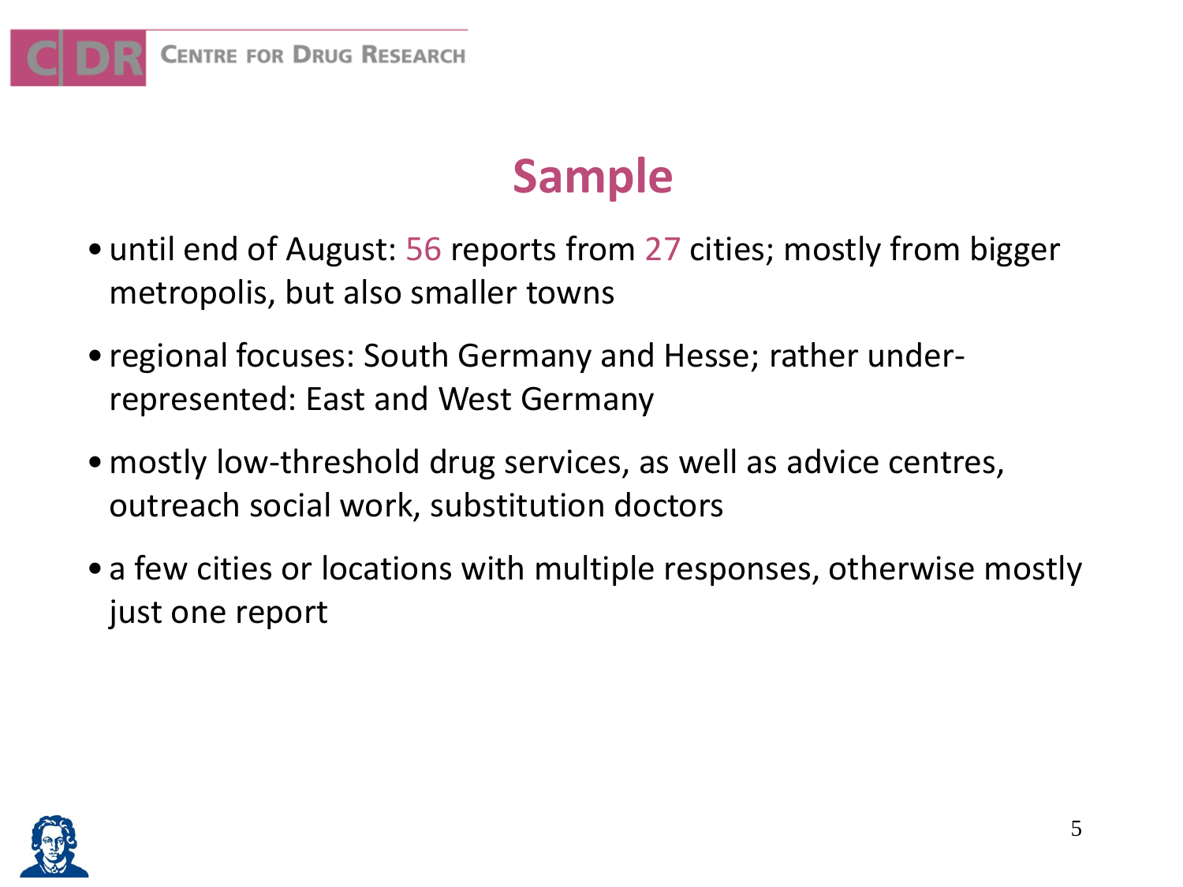# Sample

- until end of August: 56 reports from 27 cities; mostly from bigger metropolis, but also smaller towns
- regional focuses: South Germany and Hesse; rather under-represented: East and West Germany
- mostly low-threshold drug services, as well as advice centres, outreach social work, substitution doctors
- a few cities or locations with multiple responses, otherwise mostly just one report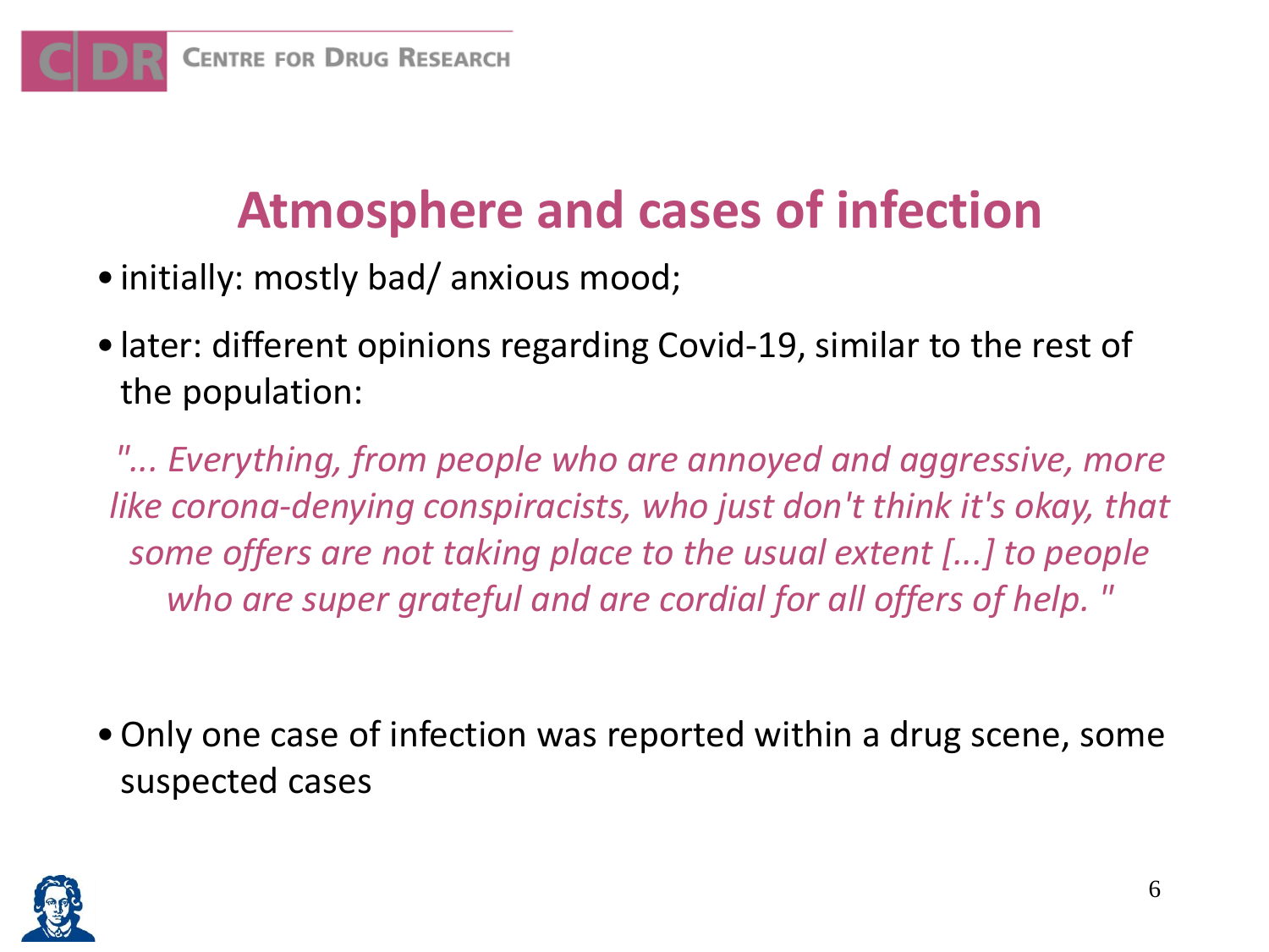# Atmosphere and cases of infection

- initially: mostly bad/ anxious mood;
- later: different opinions regarding Covid-19, similar to the rest of the population:

*"... Everything, from people who are annoyed and aggressive, more like corona-denying conspiracists, who just don't think it's okay, that some offers are not taking place to the usual extent [...] to people who are super grateful and are cordial for all offers of help. "*

- Only one case of infection was reported within a drug scene, some suspected cases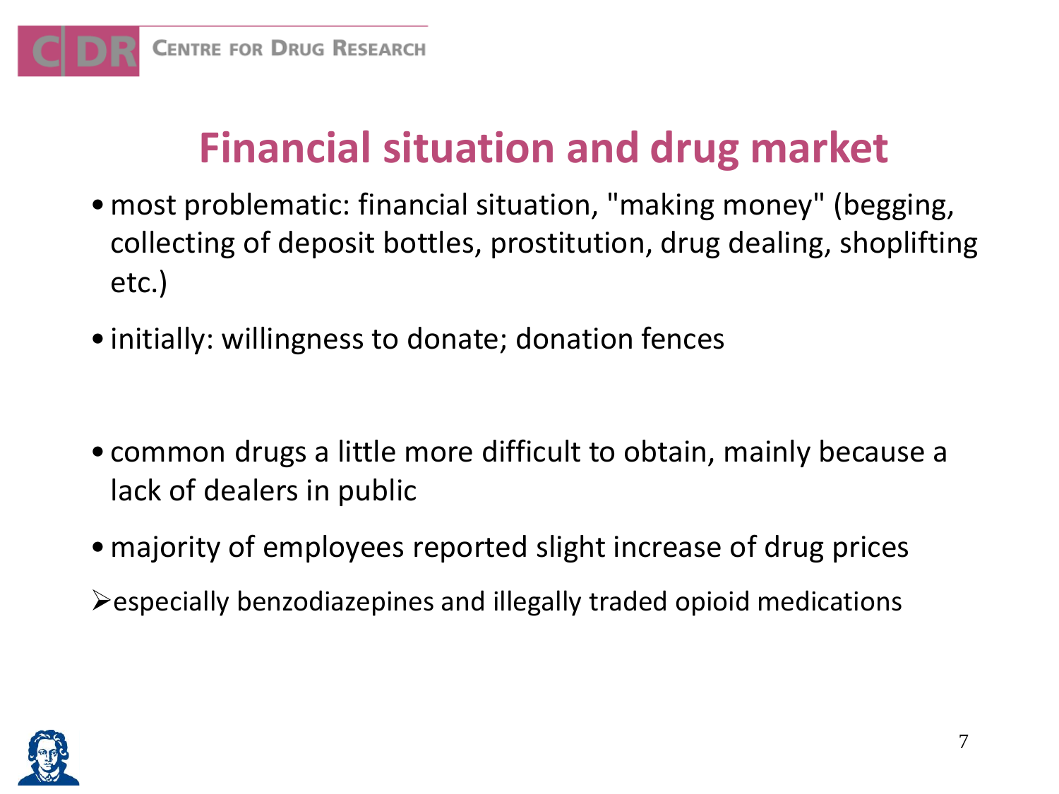# Financial situation and drug market

- most problematic: financial situation, "making money" (begging, collecting of deposit bottles, prostitution, drug dealing, shoplifting etc.)
- initially: willingness to donate; donation fences

- common drugs a little more difficult to obtain, mainly because a lack of dealers in public
- majority of employees reported slight increase of drug prices

➢ especially benzodiazepines and illegally traded opioid medications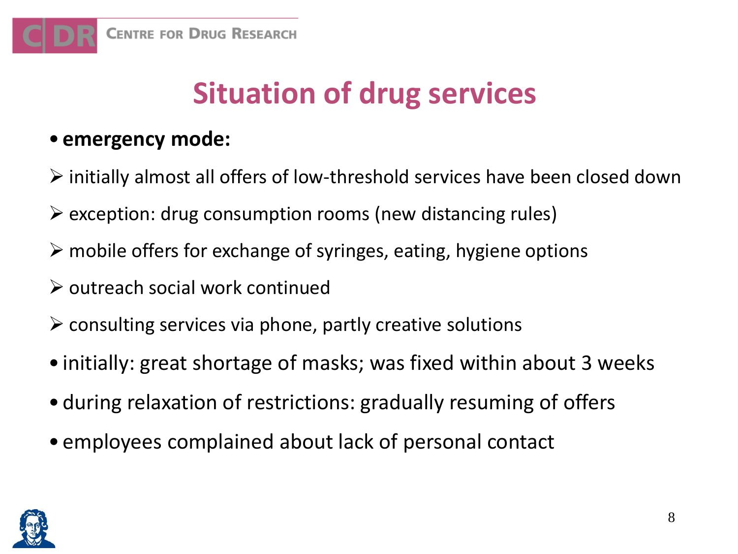# Situation of drug services

- **emergency mode:**
  - initially almost all offers of low-threshold services have been closed down
  - exception: drug consumption rooms (new distancing rules)
  - mobile offers for exchange of syringes, eating, hygiene options
  - outreach social work continued
  - consulting services via phone, partly creative solutions
- initially: great shortage of masks; was fixed within about 3 weeks
- during relaxation of restrictions: gradually resuming of offers
- employees complained about lack of personal contact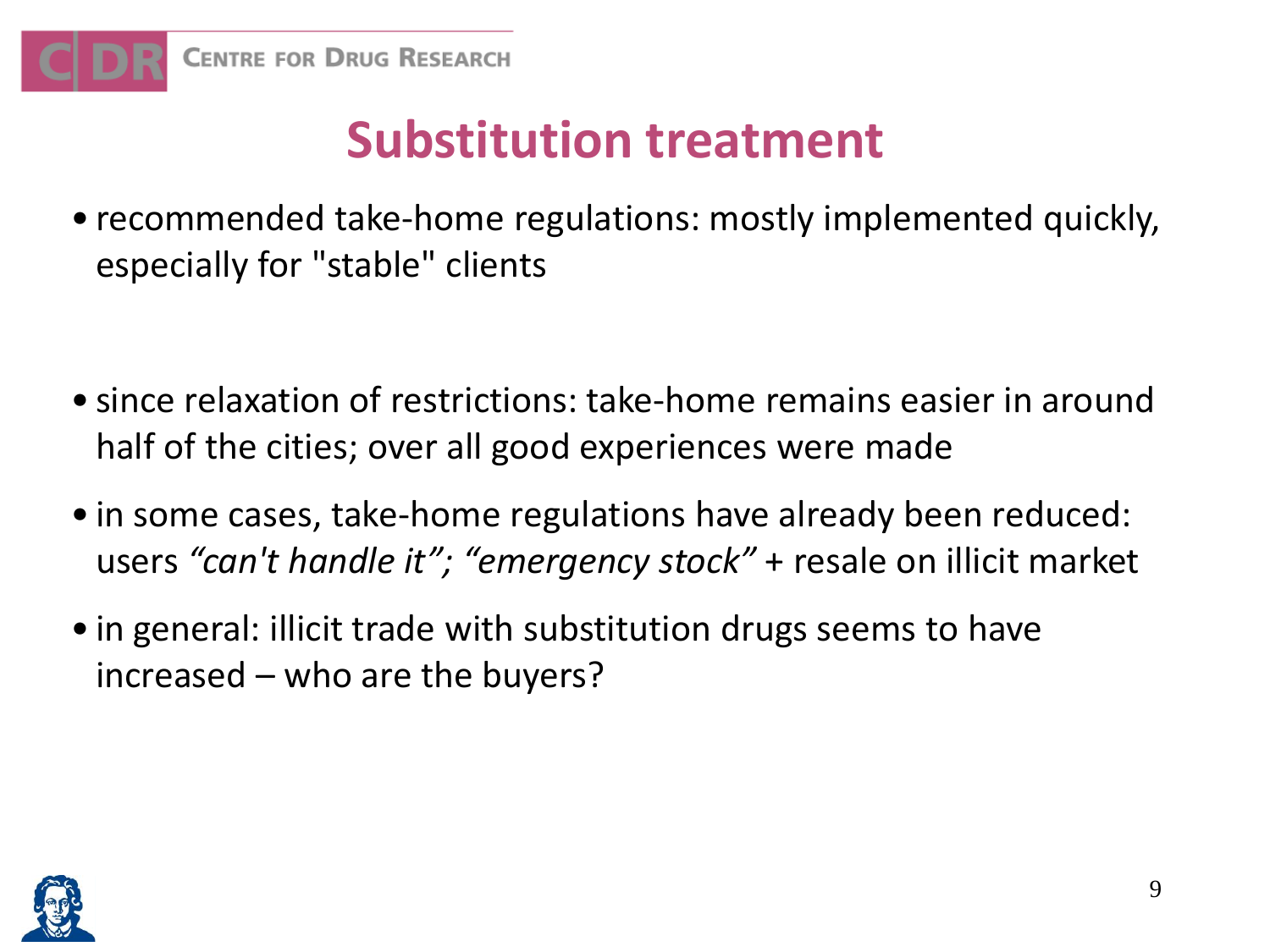# Substitution treatment

- recommended take-home regulations: mostly implemented quickly, especially for "stable" clients

- since relaxation of restrictions: take-home remains easier in around half of the cities; over all good experiences were made
- in some cases, take-home regulations have already been reduced: users *“can't handle it”; “emergency stock”* + resale on illicit market
- in general: illicit trade with substitution drugs seems to have increased – who are the buyers?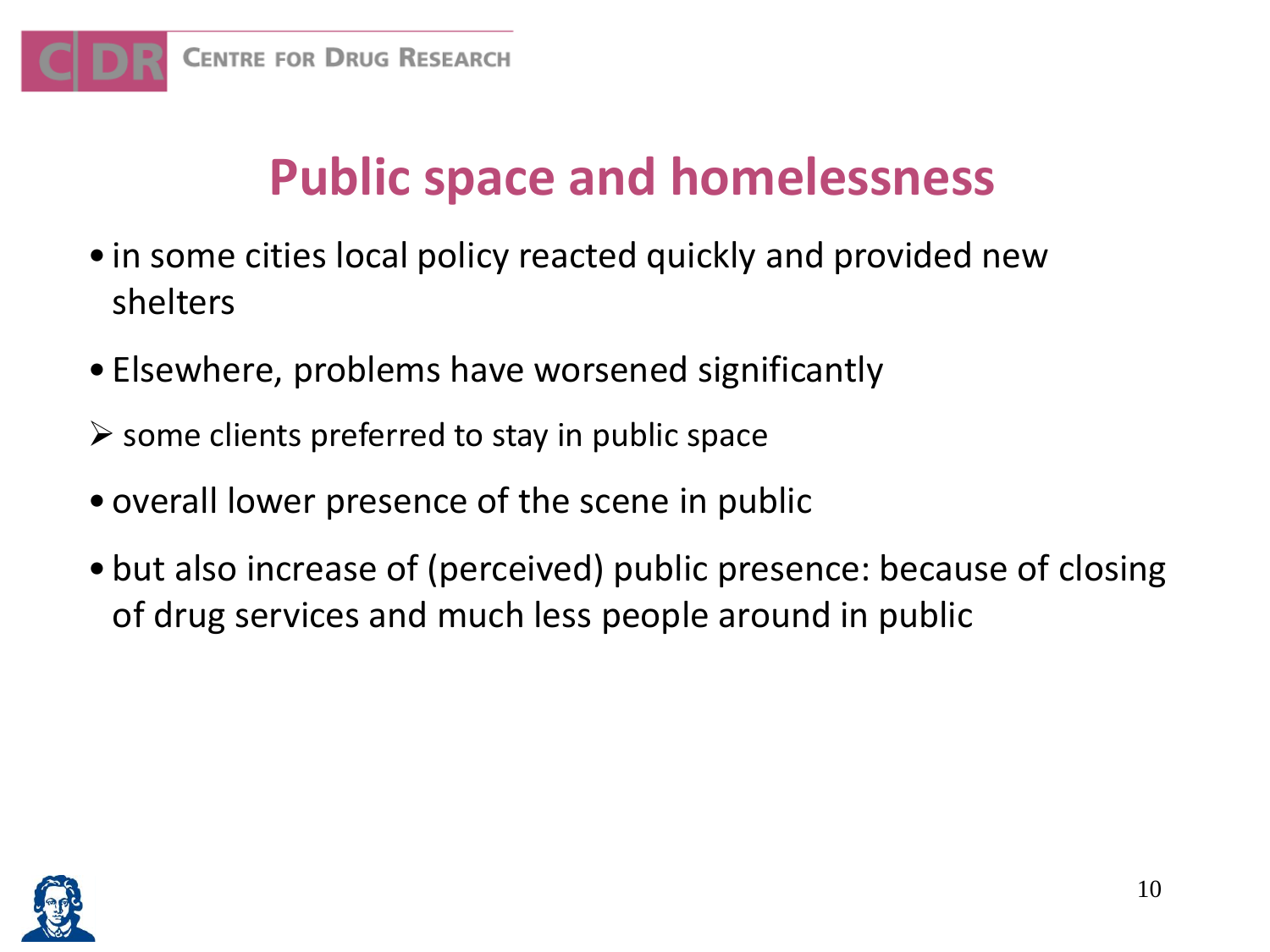# Public space and homelessness

- in some cities local policy reacted quickly and provided new shelters
- Elsewhere, problems have worsened significantly
  - some clients preferred to stay in public space
- overall lower presence of the scene in public
- but also increase of (perceived) public presence: because of closing of drug services and much less people around in public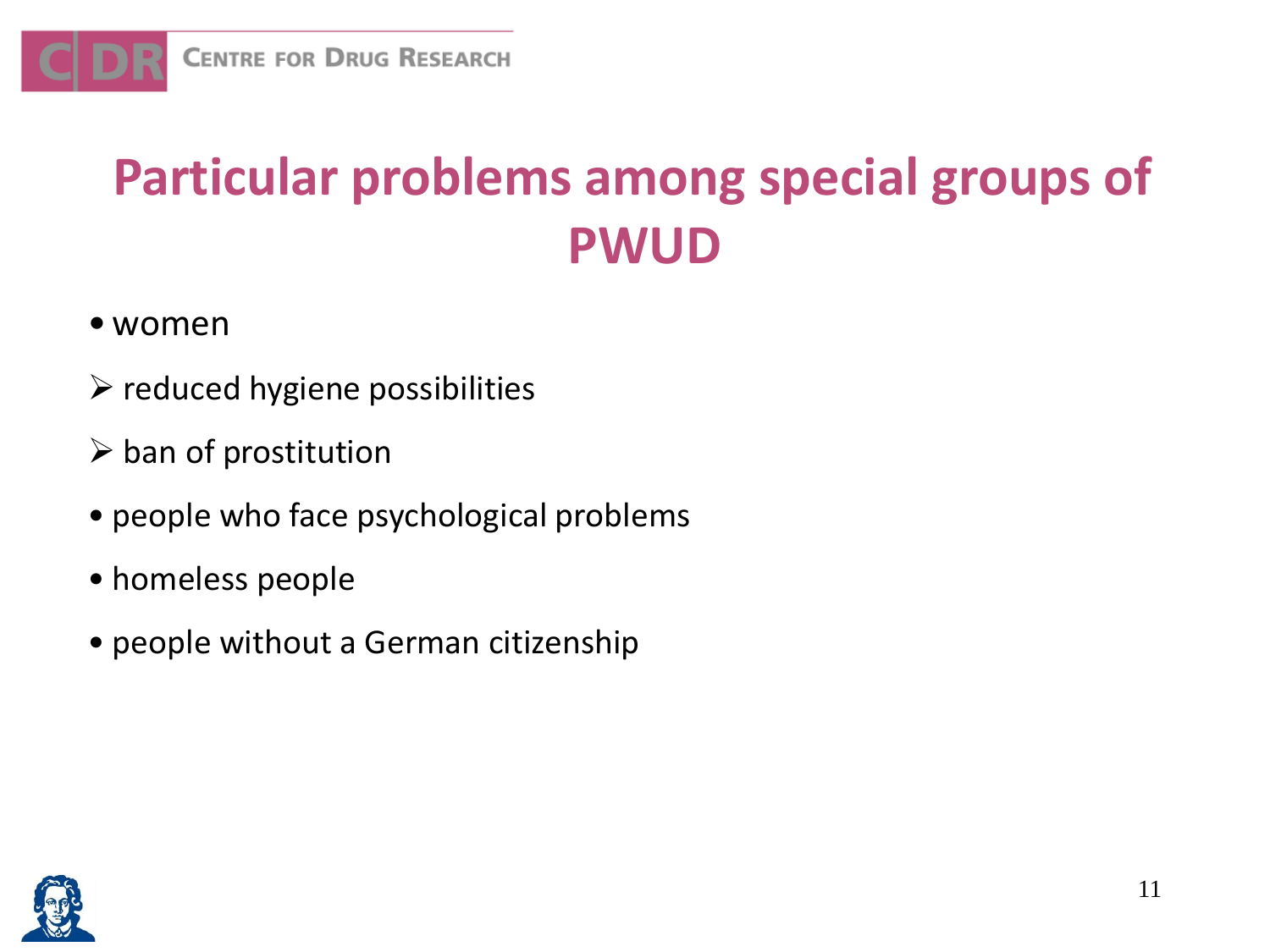# Particular problems among special groups of PWUD

- women
  - reduced hygiene possibilities
  - ban of prostitution
- people who face psychological problems
- homeless people
- people without a German citizenship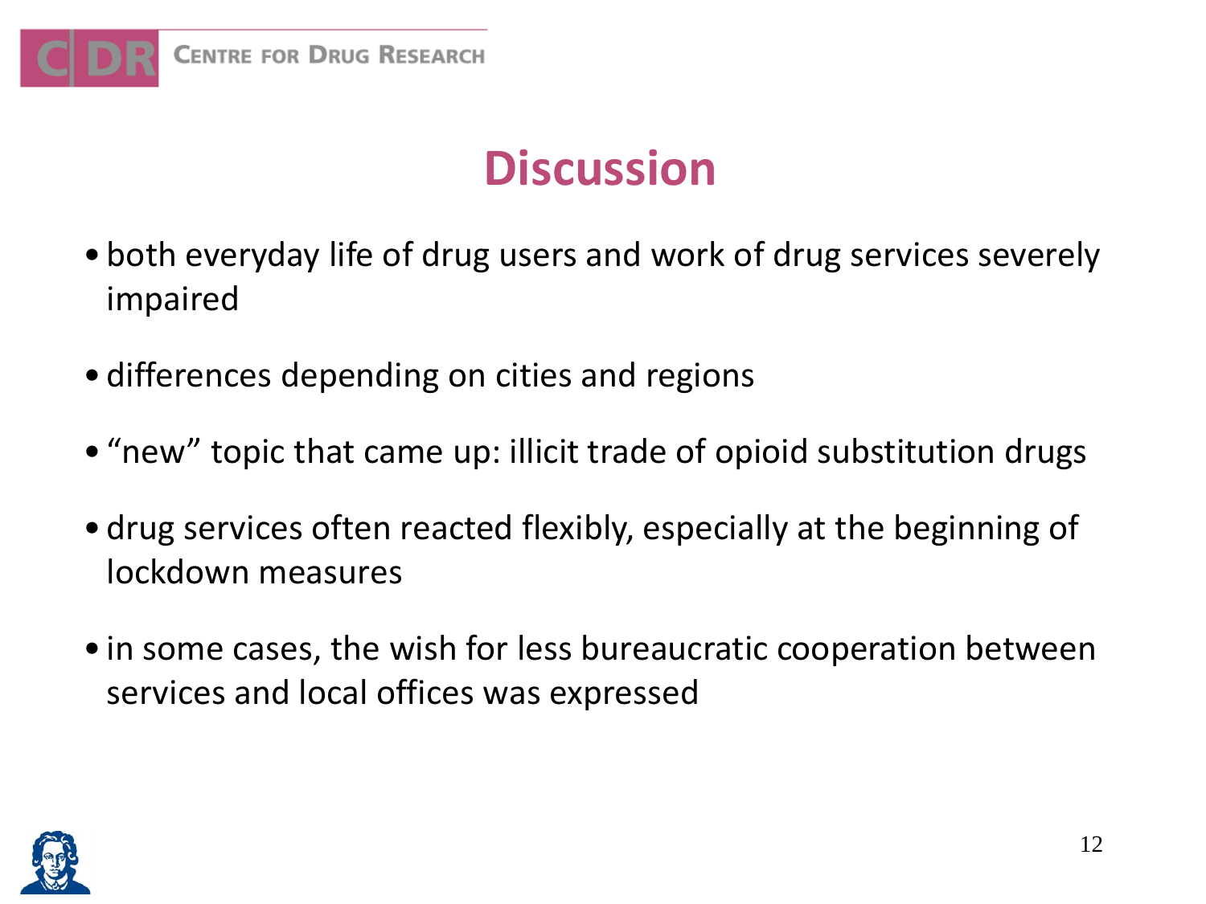# Discussion

- both everyday life of drug users and work of drug services severely impaired
- differences depending on cities and regions
- “new” topic that came up: illicit trade of opioid substitution drugs
- drug services often reacted flexibly, especially at the beginning of lockdown measures
- in some cases, the wish for less bureaucratic cooperation between services and local offices was expressed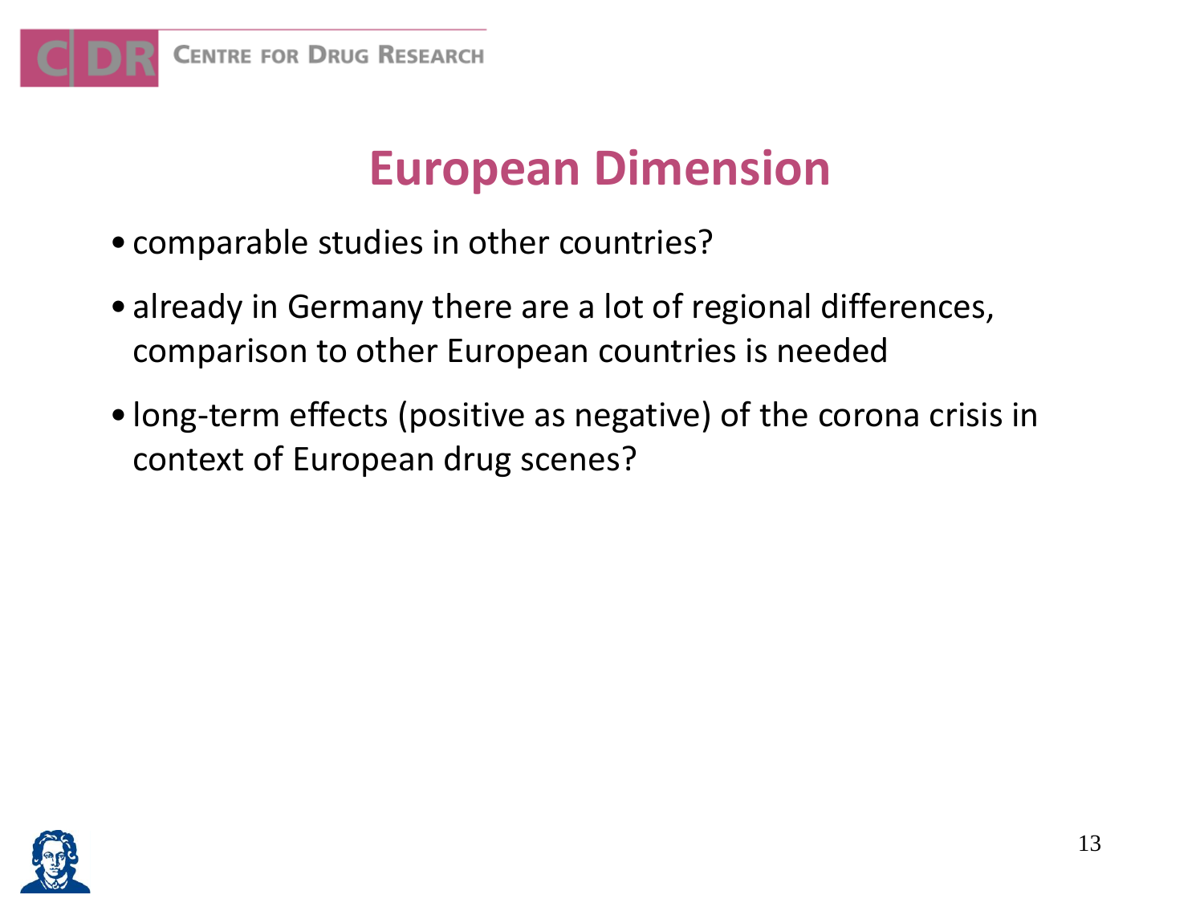# European Dimension

- comparable studies in other countries?
- already in Germany there are a lot of regional differences, comparison to other European countries is needed
- long-term effects (positive as negative) of the corona crisis in context of European drug scenes?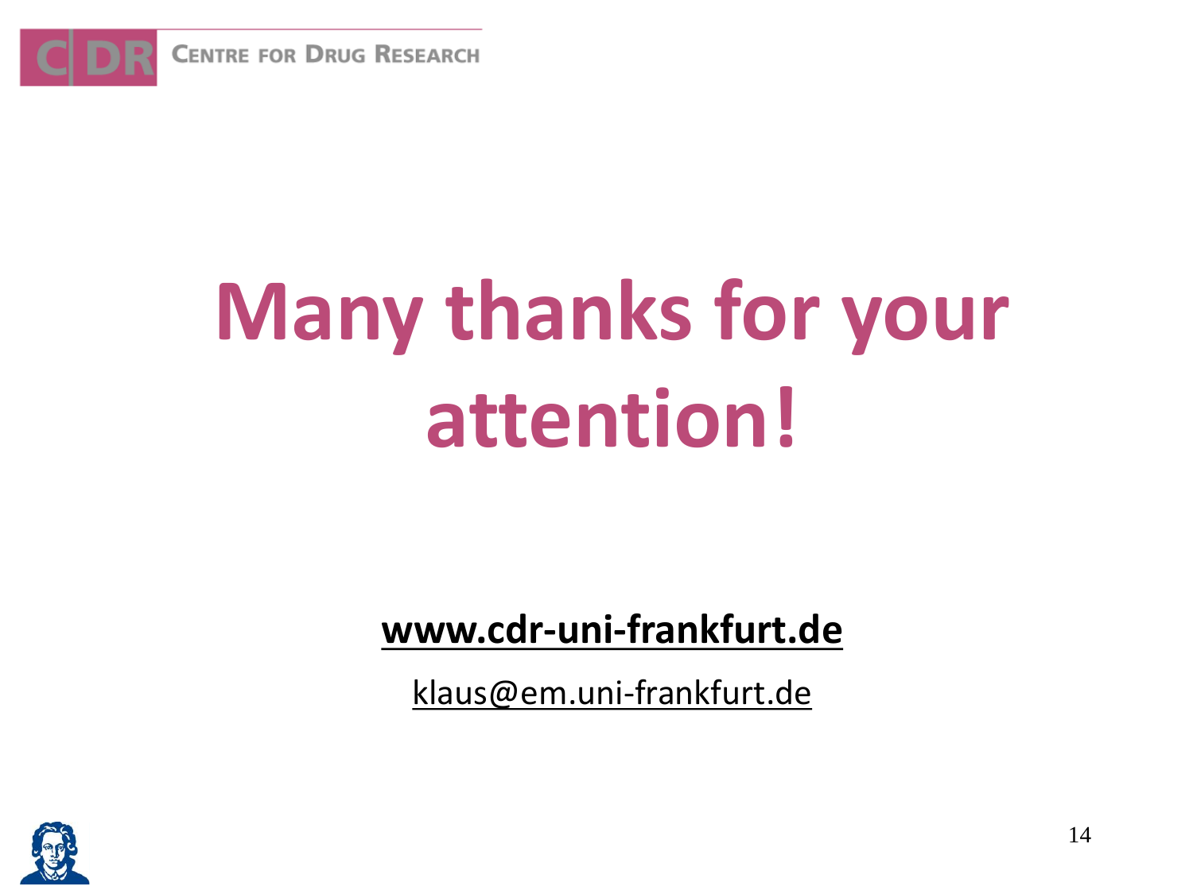CENTRE FOR DRUG RESEARCH

# Many thanks for your attention!

**www.cdr-uni-frankfurt.de**

klaus@em.uni-frankfurt.de